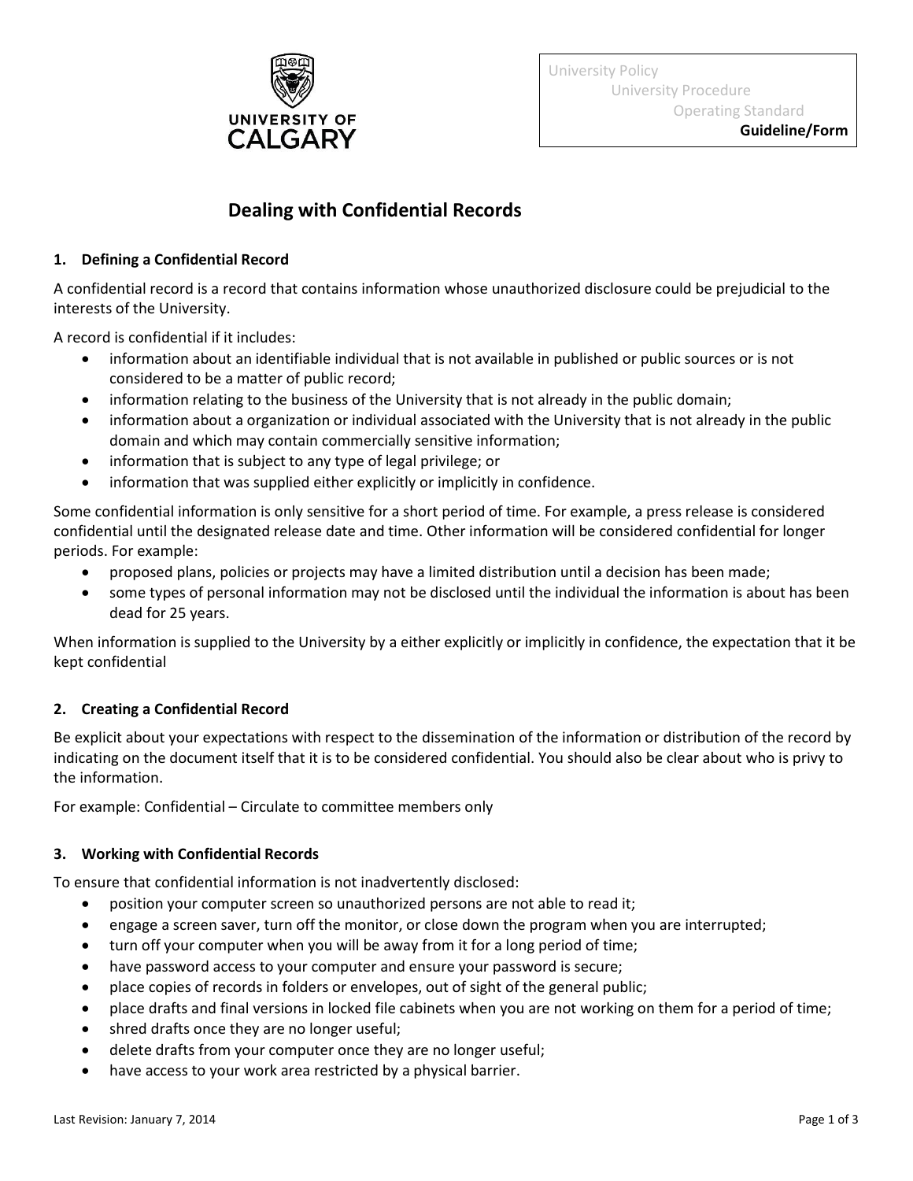University Policy
University Procedure
Operating Standard
**Guideline/Form**

# Dealing with Confidential Records

## 1. Defining a Confidential Record

A confidential record is a record that contains information whose unauthorized disclosure could be prejudicial to the interests of the University.

A record is confidential if it includes:

- information about an identifiable individual that is not available in published or public sources or is not considered to be a matter of public record;
- information relating to the business of the University that is not already in the public domain;
- information about a organization or individual associated with the University that is not already in the public domain and which may contain commercially sensitive information;
- information that is subject to any type of legal privilege; or
- information that was supplied either explicitly or implicitly in confidence.

Some confidential information is only sensitive for a short period of time. For example, a press release is considered confidential until the designated release date and time. Other information will be considered confidential for longer periods. For example:

- proposed plans, policies or projects may have a limited distribution until a decision has been made;
- some types of personal information may not be disclosed until the individual the information is about has been dead for 25 years.

When information is supplied to the University by a either explicitly or implicitly in confidence, the expectation that it be kept confidential

## 2. Creating a Confidential Record

Be explicit about your expectations with respect to the dissemination of the information or distribution of the record by indicating on the document itself that it is to be considered confidential. You should also be clear about who is privy to the information.

For example: Confidential – Circulate to committee members only

## 3. Working with Confidential Records

To ensure that confidential information is not inadvertently disclosed:

- position your computer screen so unauthorized persons are not able to read it;
- engage a screen saver, turn off the monitor, or close down the program when you are interrupted;
- turn off your computer when you will be away from it for a long period of time;
- have password access to your computer and ensure your password is secure;
- place copies of records in folders or envelopes, out of sight of the general public;
- place drafts and final versions in locked file cabinets when you are not working on them for a period of time;
- shred drafts once they are no longer useful;
- delete drafts from your computer once they are no longer useful;
- have access to your work area restricted by a physical barrier.

Last Revision: January 7, 2014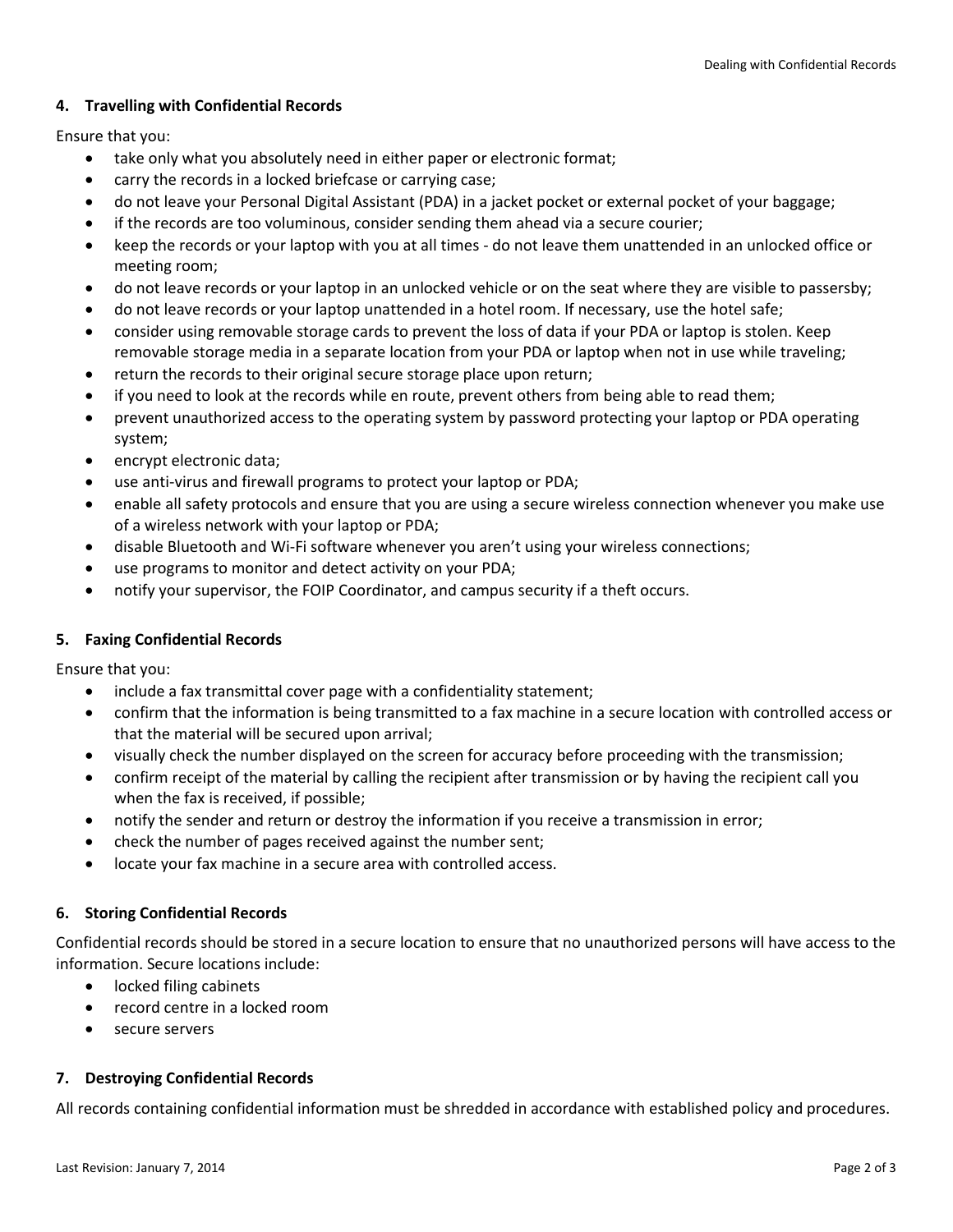#### 4. Travelling with Confidential Records

Ensure that you:

- take only what you absolutely need in either paper or electronic format;
- carry the records in a locked briefcase or carrying case;
- do not leave your Personal Digital Assistant (PDA) in a jacket pocket or external pocket of your baggage;
- if the records are too voluminous, consider sending them ahead via a secure courier;
- keep the records or your laptop with you at all times - do not leave them unattended in an unlocked office or meeting room;
- do not leave records or your laptop in an unlocked vehicle or on the seat where they are visible to passersby;
- do not leave records or your laptop unattended in a hotel room. If necessary, use the hotel safe;
- consider using removable storage cards to prevent the loss of data if your PDA or laptop is stolen. Keep removable storage media in a separate location from your PDA or laptop when not in use while traveling;
- return the records to their original secure storage place upon return;
- if you need to look at the records while en route, prevent others from being able to read them;
- prevent unauthorized access to the operating system by password protecting your laptop or PDA operating system;
- encrypt electronic data;
- use anti-virus and firewall programs to protect your laptop or PDA;
- enable all safety protocols and ensure that you are using a secure wireless connection whenever you make use of a wireless network with your laptop or PDA;
- disable Bluetooth and Wi-Fi software whenever you aren't using your wireless connections;
- use programs to monitor and detect activity on your PDA;
- notify your supervisor, the FOIP Coordinator, and campus security if a theft occurs.

#### 5. Faxing Confidential Records

Ensure that you:

- include a fax transmittal cover page with a confidentiality statement;
- confirm that the information is being transmitted to a fax machine in a secure location with controlled access or that the material will be secured upon arrival;
- visually check the number displayed on the screen for accuracy before proceeding with the transmission;
- confirm receipt of the material by calling the recipient after transmission or by having the recipient call you when the fax is received, if possible;
- notify the sender and return or destroy the information if you receive a transmission in error;
- check the number of pages received against the number sent;
- locate your fax machine in a secure area with controlled access.

#### 6. Storing Confidential Records

Confidential records should be stored in a secure location to ensure that no unauthorized persons will have access to the information. Secure locations include:

- locked filing cabinets
- record centre in a locked room
- secure servers

#### 7. Destroying Confidential Records

All records containing confidential information must be shredded in accordance with established policy and procedures.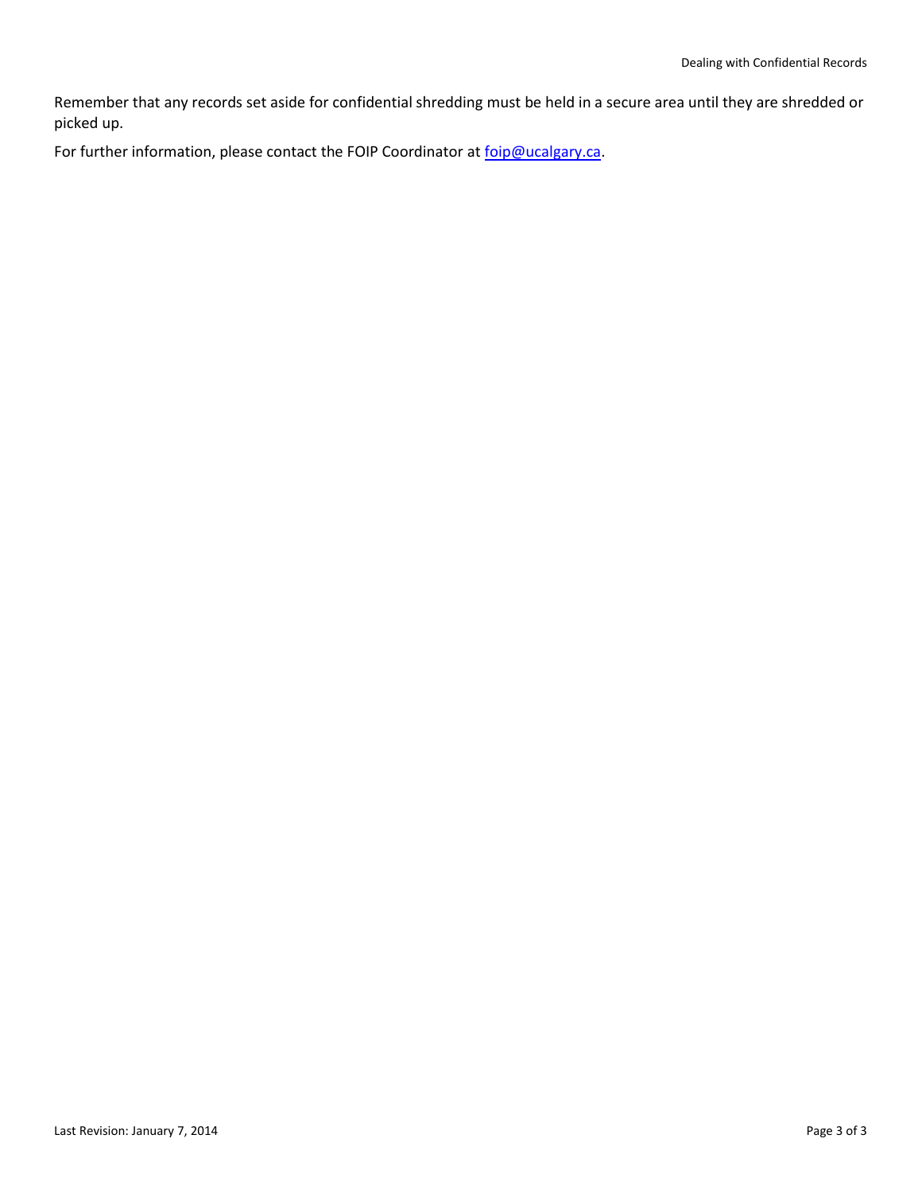Remember that any records set aside for confidential shredding must be held in a secure area until they are shredded or picked up.

For further information, please contact the FOIP Coordinator at [foip@ucalgary.ca](mailto:foip@ucalgary.ca).

Last Revision: January 7, 2014